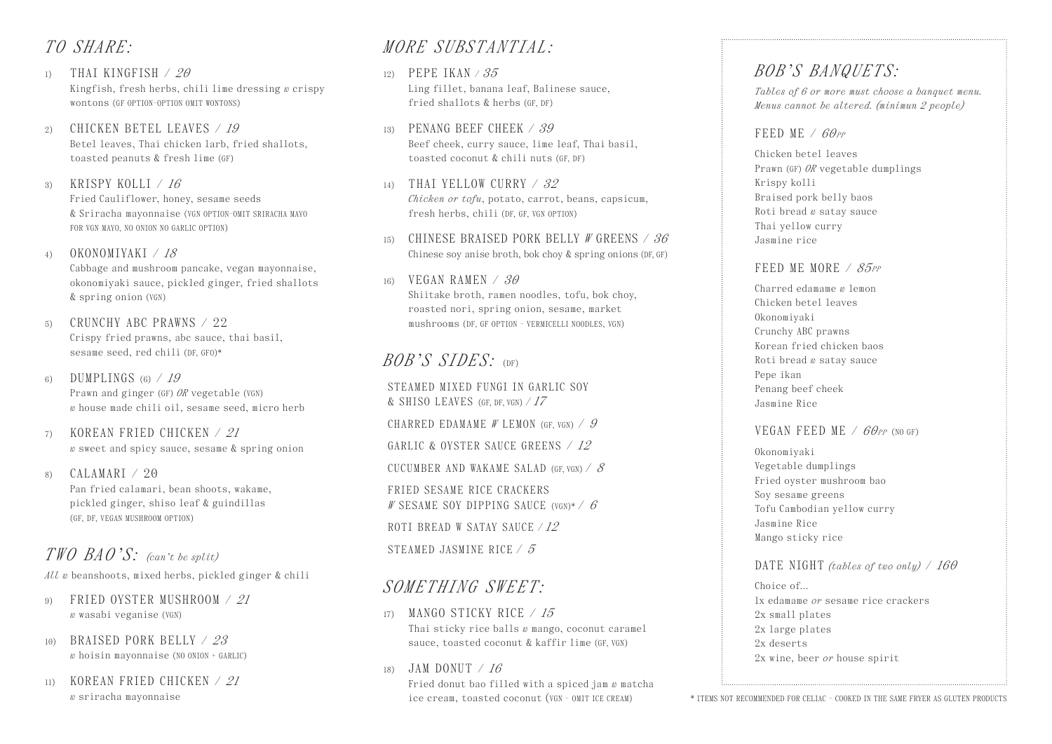## *TO SHARE:*

1) THAI KINGFISH / *20*
Kingfish, fresh herbs, chili lime dressing *w* crispy wontons (GF OPTION-OPTION OMIT WONTONS)

2) CHICKEN BETEL LEAVES / *19*
Betel leaves, Thai chicken larb, fried shallots, toasted peanuts & fresh lime (GF)

3) KRISPY KOLLI / *16*
Fried Cauliflower, honey, sesame seeds & Sriracha mayonnaise (VGN OPTION-OMIT SRIRACHA MAYO FOR VGN MAYO, NO ONION NO GARLIC OPTION)

4) OKONOMIYAKI / *18*
Cabbage and mushroom pancake, vegan mayonnaise, okonomiyaki sauce, pickled ginger, fried shallots & spring onion (VGN)

5) CRUNCHY ABC PRAWNS / 22
Crispy fried prawns, abc sauce, thai basil, sesame seed, red chili (DF, GFO)*

6) DUMPLINGS (6) / *19*
Prawn and ginger (GF) *OR* vegetable (VGN) *w* house made chili oil, sesame seed, micro herb

7) KOREAN FRIED CHICKEN / *21*
*w* sweet and spicy sauce, sesame & spring onion

8) CALAMARI / 20
Pan fried calamari, bean shoots, wakame, pickled ginger, shiso leaf & guindillas (GF, DF, VEGAN MUSHROOM OPTION)

## *TWO BAO'S:* *(can't be split)*

*All w* beanshoots, mixed herbs, pickled ginger & chili

9) FRIED OYSTER MUSHROOM / *21*
*w* wasabi veganise (VGN)

10) BRAISED PORK BELLY / *23*
*w* hoisin mayonnaise (NO ONION + GARLIC)

11) KOREAN FRIED CHICKEN / *21*
*w* sriracha mayonnaise

## *MORE SUBSTANTIAL:*

12) PEPE IKAN / *35*
Ling fillet, banana leaf, Balinese sauce, fried shallots & herbs (GF, DF)

13) PENANG BEEF CHEEK / *39*
Beef cheek, curry sauce, lime leaf, Thai basil, toasted coconut & chili nuts (GF, DF)

14) THAI YELLOW CURRY / *32*
*Chicken or tofu*, potato, carrot, beans, capsicum, fresh herbs, chili (DF, GF, VGN OPTION)

15) CHINESE BRAISED PORK BELLY *W* GREENS / *36*
Chinese soy anise broth, bok choy & spring onions (DF, GF)

16) VEGAN RAMEN / *30*
Shiitake broth, ramen noodles, tofu, bok choy, roasted nori, spring onion, sesame, market mushrooms (DF, GF OPTION - VERMICELLI NOODLES, VGN)

## *BOB'S SIDES:* (DF)

STEAMED MIXED FUNGI IN GARLIC SOY & SHISO LEAVES (GF, DF, VGN) / *17*

CHARRED EDAMAME *W* LEMON (GF, VGN) / *9*

GARLIC & OYSTER SAUCE GREENS / *12*

CUCUMBER AND WAKAME SALAD (GF, VGN) / *8*

FRIED SESAME RICE CRACKERS *W* SESAME SOY DIPPING SAUCE (VGN)* / *6*

ROTI BREAD W SATAY SAUCE / *12*

STEAMED JASMINE RICE / *5*

## *SOMETHING SWEET:*

17) MANGO STICKY RICE / *15*
Thai sticky rice balls *w* mango, coconut caramel sauce, toasted coconut & kaffir lime (GF, VGN)

18) JAM DONUT / *16*
Fried donut bao filled with a spiced jam *w* matcha ice cream, toasted coconut (VGN - OMIT ICE CREAM)

## *BOB'S BANQUETS:*

*Tables of 6 or more must choose a banquet menu. Menus cannot be altered. (minimun 2 people)*

### FEED ME / *60PP*

Chicken betel leaves
Prawn (GF) *OR* vegetable dumplings
Krispy kolli
Braised pork belly baos
Roti bread *w* satay sauce
Thai yellow curry
Jasmine rice

### FEED ME MORE / *85PP*

Charred edamame *w* lemon
Chicken betel leaves
Okonomiyaki
Crunchy ABC prawns
Korean fried chicken baos
Roti bread *w* satay sauce
Pepe ikan
Penang beef cheek
Jasmine Rice

### VEGAN FEED ME / *60PP* (NO GF)

Okonomiyaki
Vegetable dumplings
Fried oyster mushroom bao
Soy sesame greens
Tofu Cambodian yellow curry
Jasmine Rice
Mango sticky rice

### DATE NIGHT *(tables of two only)* / *160*

Choice of...
1x edamame *or* sesame rice crackers
2x small plates
2x large plates
2x deserts
2x wine, beer *or* house spirit

\* ITEMS NOT RECOMMENDED FOR CELIAC - COOKED IN THE SAME FRYER AS GLUTEN PRODUCTS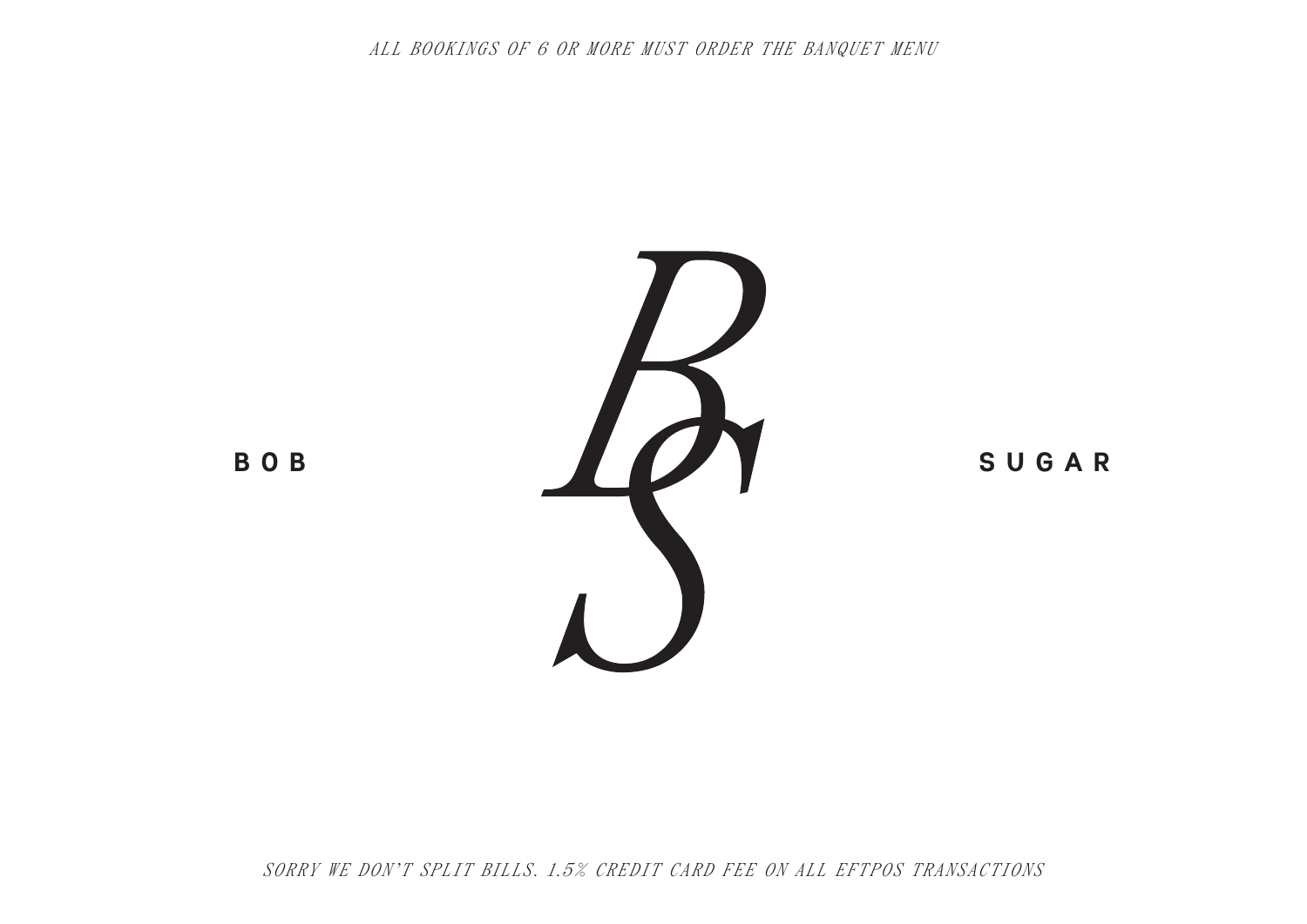*ALL BOOKINGS OF 6 OR MORE MUST ORDER THE BANQUET MENU*

**BOB** BS **SUGAR**

*SORRY WE DON'T SPLIT BILLS. 1.5% CREDIT CARD FEE ON ALL EFTPOS TRANSACTIONS*